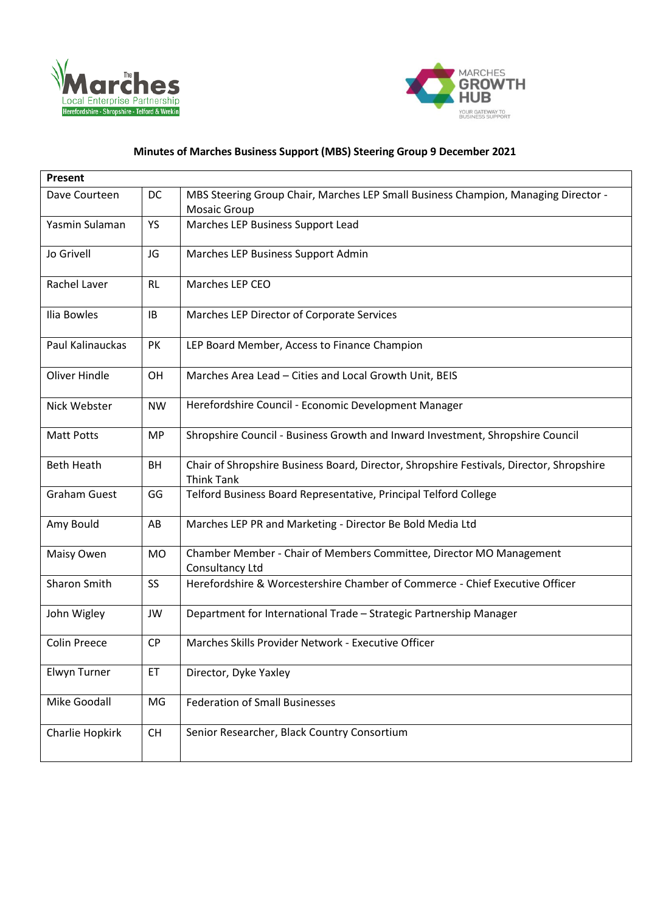**Minutes of Marches Business Support (MBS) Steering Group 9 December 2021**

| **Present** | | |
|---|---|---|
| Dave Courteen | DC | MBS Steering Group Chair, Marches LEP Small Business Champion, Managing Director - Mosaic Group |
| Yasmin Sulaman | YS | Marches LEP Business Support Lead |
| Jo Grivell | JG | Marches LEP Business Support Admin |
| Rachel Laver | RL | Marches LEP CEO |
| Ilia Bowles | IB | Marches LEP Director of Corporate Services |
| Paul Kalinauckas | PK | LEP Board Member, Access to Finance Champion |
| Oliver Hindle | OH | Marches Area Lead – Cities and Local Growth Unit, BEIS |
| Nick Webster | NW | Herefordshire Council - Economic Development Manager |
| Matt Potts | MP | Shropshire Council - Business Growth and Inward Investment, Shropshire Council |
| Beth Heath | BH | Chair of Shropshire Business Board, Director, Shropshire Festivals, Director, Shropshire Think Tank |
| Graham Guest | GG | Telford Business Board Representative, Principal Telford College |
| Amy Bould | AB | Marches LEP PR and Marketing - Director Be Bold Media Ltd |
| Maisy Owen | MO | Chamber Member - Chair of Members Committee, Director MO Management Consultancy Ltd |
| Sharon Smith | SS | Herefordshire & Worcestershire Chamber of Commerce - Chief Executive Officer |
| John Wigley | JW | Department for International Trade – Strategic Partnership Manager |
| Colin Preece | CP | Marches Skills Provider Network - Executive Officer |
| Elwyn Turner | ET | Director, Dyke Yaxley |
| Mike Goodall | MG | Federation of Small Businesses |
| Charlie Hopkirk | CH | Senior Researcher, Black Country Consortium |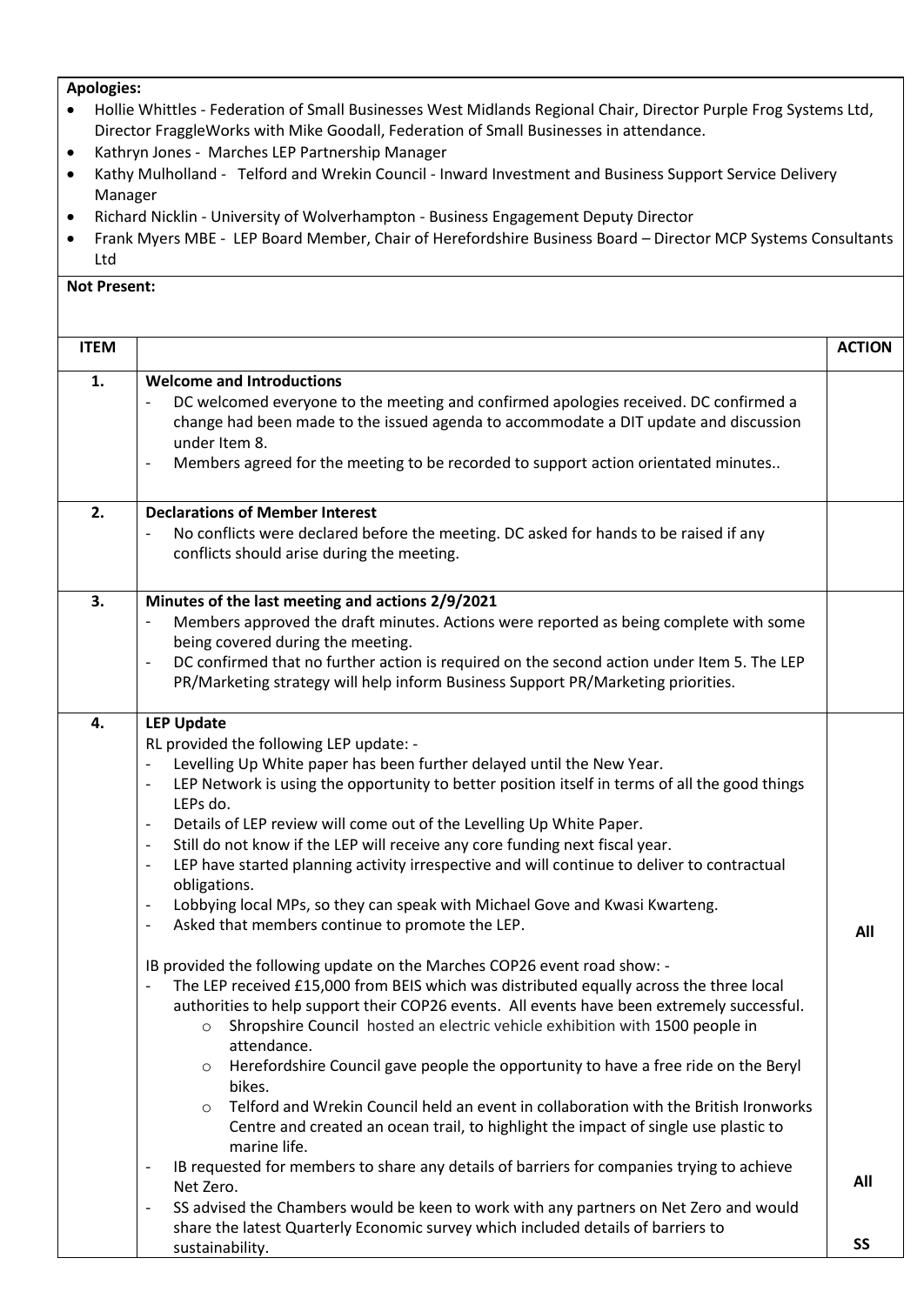**Apologies:**

- Hollie Whittles - Federation of Small Businesses West Midlands Regional Chair, Director Purple Frog Systems Ltd, Director FraggleWorks with Mike Goodall, Federation of Small Businesses in attendance.
- Kathryn Jones - Marches LEP Partnership Manager
- Kathy Mulholland - Telford and Wrekin Council - Inward Investment and Business Support Service Delivery Manager
- Richard Nicklin - University of Wolverhampton - Business Engagement Deputy Director
- Frank Myers MBE - LEP Board Member, Chair of Herefordshire Business Board – Director MCP Systems Consultants Ltd

**Not Present:**

| ITEM | | ACTION |
|---|---|---|
| **1.** | **Welcome and Introductions**<br>- DC welcomed everyone to the meeting and confirmed apologies received. DC confirmed a change had been made to the issued agenda to accommodate a DIT update and discussion under Item 8.<br>- Members agreed for the meeting to be recorded to support action orientated minutes.. | |
| **2.** | **Declarations of Member Interest**<br>- No conflicts were declared before the meeting. DC asked for hands to be raised if any conflicts should arise during the meeting. | |
| **3.** | **Minutes of the last meeting and actions 2/9/2021**<br>- Members approved the draft minutes. Actions were reported as being complete with some being covered during the meeting.<br>- DC confirmed that no further action is required on the second action under Item 5. The LEP PR/Marketing strategy will help inform Business Support PR/Marketing priorities. | |
| **4.** | **LEP Update**<br>RL provided the following LEP update: -<br>- Levelling Up White paper has been further delayed until the New Year.<br>- LEP Network is using the opportunity to better position itself in terms of all the good things LEPs do.<br>- Details of LEP review will come out of the Levelling Up White Paper.<br>- Still do not know if the LEP will receive any core funding next fiscal year.<br>- LEP have started planning activity irrespective and will continue to deliver to contractual obligations.<br>- Lobbying local MPs, so they can speak with Michael Gove and Kwasi Kwarteng.<br>- Asked that members continue to promote the LEP.<br><br>IB provided the following update on the Marches COP26 event road show: -<br>- The LEP received £15,000 from BEIS which was distributed equally across the three local authorities to help support their COP26 events. All events have been extremely successful.<br>&nbsp;&nbsp;o Shropshire Council hosted an electric vehicle exhibition with 1500 people in attendance.<br>&nbsp;&nbsp;o Herefordshire Council gave people the opportunity to have a free ride on the Beryl bikes.<br>&nbsp;&nbsp;o Telford and Wrekin Council held an event in collaboration with the British Ironworks Centre and created an ocean trail, to highlight the impact of single use plastic to marine life.<br>- IB requested for members to share any details of barriers for companies trying to achieve Net Zero.<br>- SS advised the Chambers would be keen to work with any partners on Net Zero and would share the latest Quarterly Economic survey which included details of barriers to sustainability. | **All**<br><br><br><br><br><br>**All**<br><br>**SS** |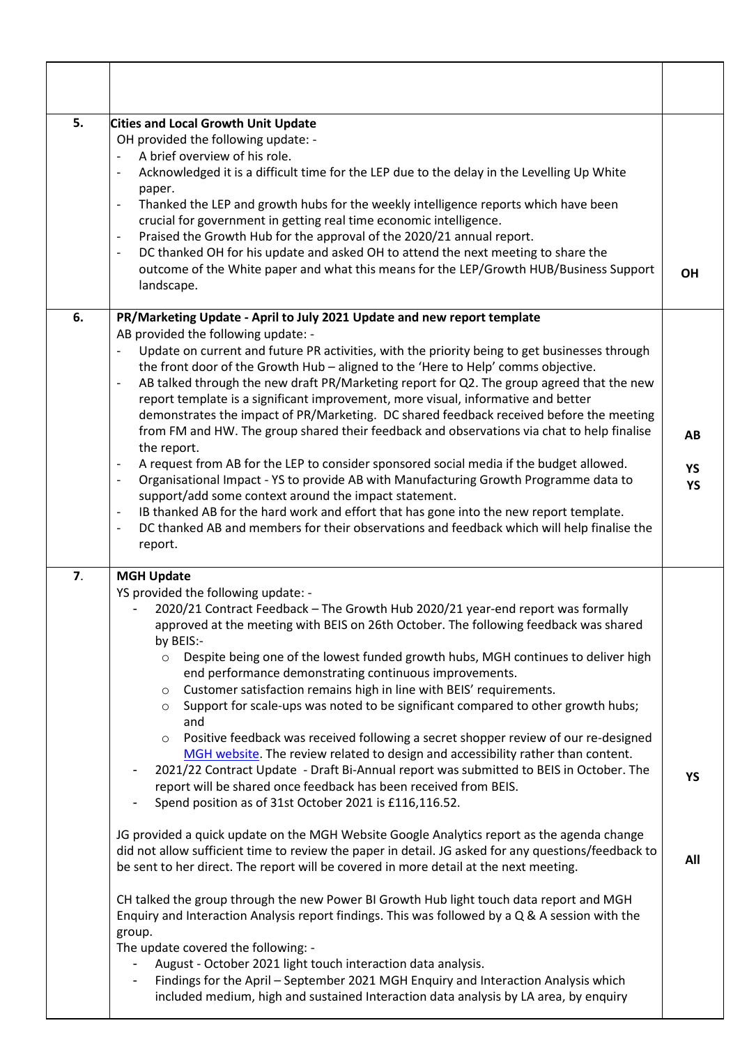| | | |
|---|---|---|
| | | |
| 5. | **Cities and Local Growth Unit Update**<br>OH provided the following update: -<br>- A brief overview of his role.<br>- Acknowledged it is a difficult time for the LEP due to the delay in the Levelling Up White paper.<br>- Thanked the LEP and growth hubs for the weekly intelligence reports which have been crucial for government in getting real time economic intelligence.<br>- Praised the Growth Hub for the approval of the 2020/21 annual report.<br>- DC thanked OH for his update and asked OH to attend the next meeting to share the outcome of the White paper and what this means for the LEP/Growth HUB/Business Support landscape. | **OH** |
| 6. | **PR/Marketing Update - April to July 2021 Update and new report template**<br>AB provided the following update: -<br>- Update on current and future PR activities, with the priority being to get businesses through the front door of the Growth Hub – aligned to the 'Here to Help' comms objective.<br>- AB talked through the new draft PR/Marketing report for Q2. The group agreed that the new report template is a significant improvement, more visual, informative and better demonstrates the impact of PR/Marketing. DC shared feedback received before the meeting from FM and HW. The group shared their feedback and observations via chat to help finalise the report.<br>- A request from AB for the LEP to consider sponsored social media if the budget allowed.<br>- Organisational Impact - YS to provide AB with Manufacturing Growth Programme data to support/add some context around the impact statement.<br>- IB thanked AB for the hard work and effort that has gone into the new report template.<br>- DC thanked AB and members for their observations and feedback which will help finalise the report. | **AB**<br><br>**YS**<br>**YS** |
| 7. | **MGH Update**<br>YS provided the following update: -<br>- 2020/21 Contract Feedback – The Growth Hub 2020/21 year-end report was formally approved at the meeting with BEIS on 26th October. The following feedback was shared by BEIS:-<br>&nbsp;&nbsp;○ Despite being one of the lowest funded growth hubs, MGH continues to deliver high end performance demonstrating continuous improvements.<br>&nbsp;&nbsp;○ Customer satisfaction remains high in line with BEIS' requirements.<br>&nbsp;&nbsp;○ Support for scale-ups was noted to be significant compared to other growth hubs; and<br>&nbsp;&nbsp;○ Positive feedback was received following a secret shopper review of our re-designed MGH website. The review related to design and accessibility rather than content.<br>- 2021/22 Contract Update - Draft Bi-Annual report was submitted to BEIS in October. The report will be shared once feedback has been received from BEIS.<br>- Spend position as of 31st October 2021 is £116,116.52.<br><br>JG provided a quick update on the MGH Website Google Analytics report as the agenda change did not allow sufficient time to review the paper in detail. JG asked for any questions/feedback to be sent to her direct. The report will be covered in more detail at the next meeting.<br><br>CH talked the group through the new Power BI Growth Hub light touch data report and MGH Enquiry and Interaction Analysis report findings. This was followed by a Q & A session with the group.<br>The update covered the following: -<br>- August - October 2021 light touch interaction data analysis.<br>- Findings for the April – September 2021 MGH Enquiry and Interaction Analysis which included medium, high and sustained Interaction data analysis by LA area, by enquiry | **YS**<br><br>**All** |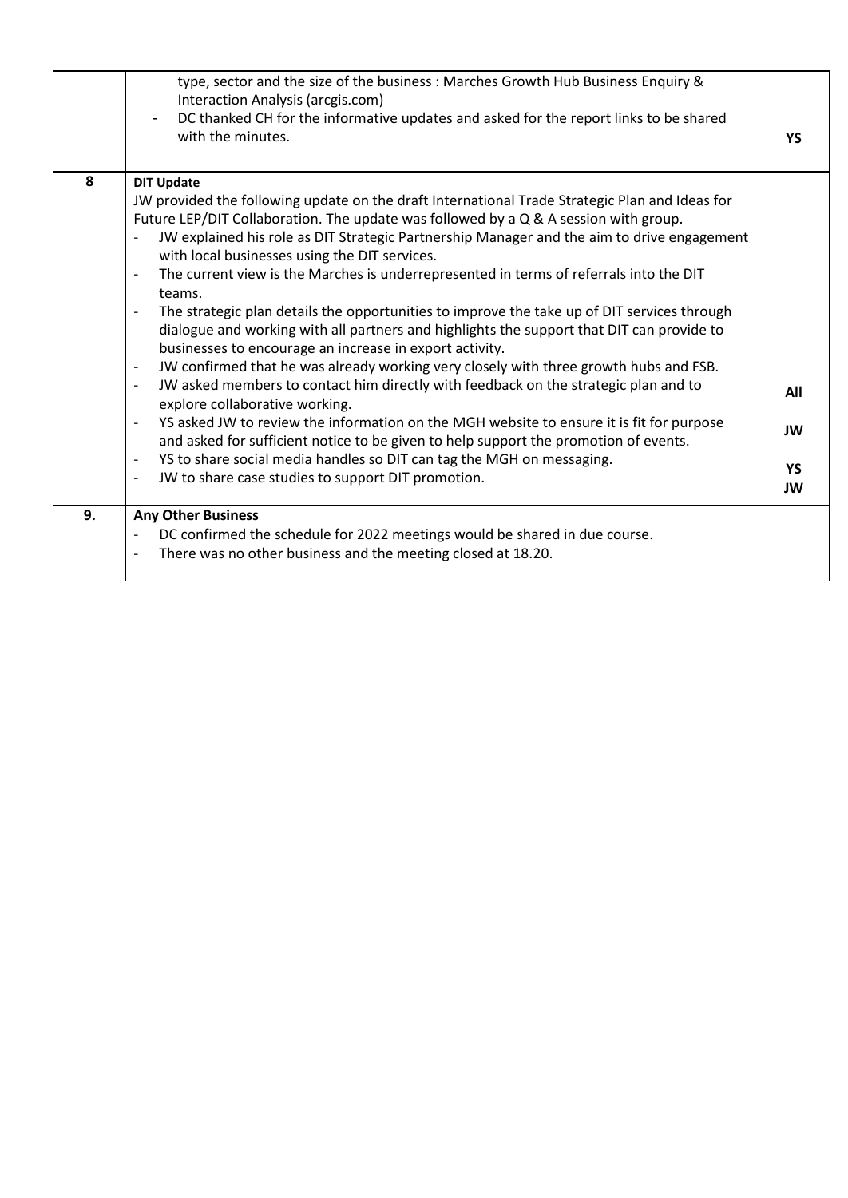| | | |
|---|---|---|
| | type, sector and the size of the business : Marches Growth Hub Business Enquiry & Interaction Analysis (arcgis.com)<br>- DC thanked CH for the informative updates and asked for the report links to be shared with the minutes. | **YS** |
| **8** | **DIT Update**<br>JW provided the following update on the draft International Trade Strategic Plan and Ideas for Future LEP/DIT Collaboration. The update was followed by a Q & A session with group.<br>- JW explained his role as DIT Strategic Partnership Manager and the aim to drive engagement with local businesses using the DIT services.<br>- The current view is the Marches is underrepresented in terms of referrals into the DIT teams.<br>- The strategic plan details the opportunities to improve the take up of DIT services through dialogue and working with all partners and highlights the support that DIT can provide to businesses to encourage an increase in export activity.<br>- JW confirmed that he was already working very closely with three growth hubs and FSB.<br>- JW asked members to contact him directly with feedback on the strategic plan and to explore collaborative working.<br>- YS asked JW to review the information on the MGH website to ensure it is fit for purpose and asked for sufficient notice to be given to help support the promotion of events.<br>- YS to share social media handles so DIT can tag the MGH on messaging.<br>- JW to share case studies to support DIT promotion. | **All**<br><br>**JW**<br><br>**YS**<br>**JW** |
| **9.** | **Any Other Business**<br>- DC confirmed the schedule for 2022 meetings would be shared in due course.<br>- There was no other business and the meeting closed at 18.20. | |